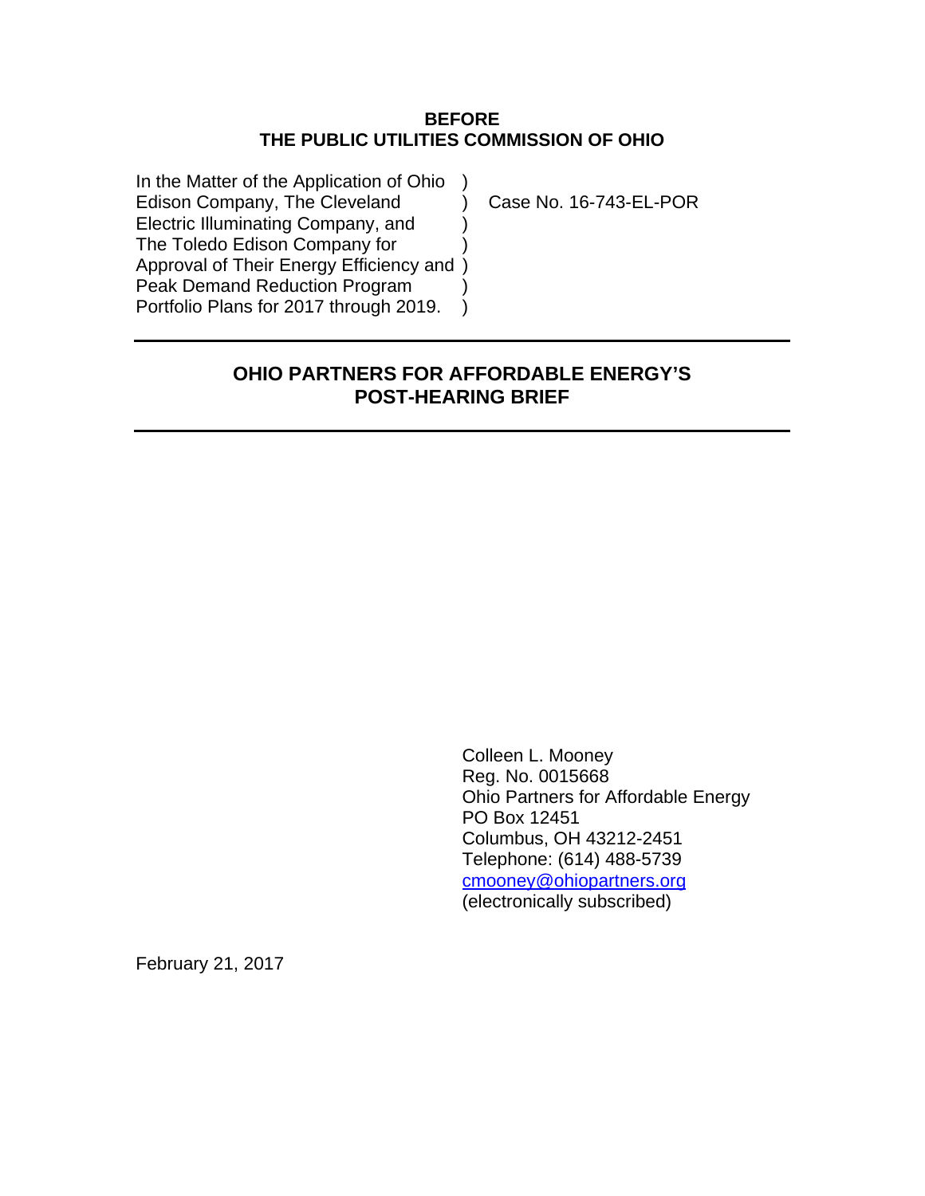**BEFORE**
**THE PUBLIC UTILITIES COMMISSION OF OHIO**

| | | |
|---|---|---|
| In the Matter of the Application of Ohio | ) | |
| Edison Company, The Cleveland | ) | Case No. 16-743-EL-POR |
| Electric Illuminating Company, and | ) | |
| The Toledo Edison Company for | ) | |
| Approval of Their Energy Efficiency and | ) | |
| Peak Demand Reduction Program | ) | |
| Portfolio Plans for 2017 through 2019. | ) | |

---

# OHIO PARTNERS FOR AFFORDABLE ENERGY'S POST-HEARING BRIEF

---

Colleen L. Mooney
Reg. No. 0015668
Ohio Partners for Affordable Energy
PO Box 12451
Columbus, OH 43212-2451
Telephone: (614) 488-5739
cmooney@ohiopartners.org
(electronically subscribed)

February 21, 2017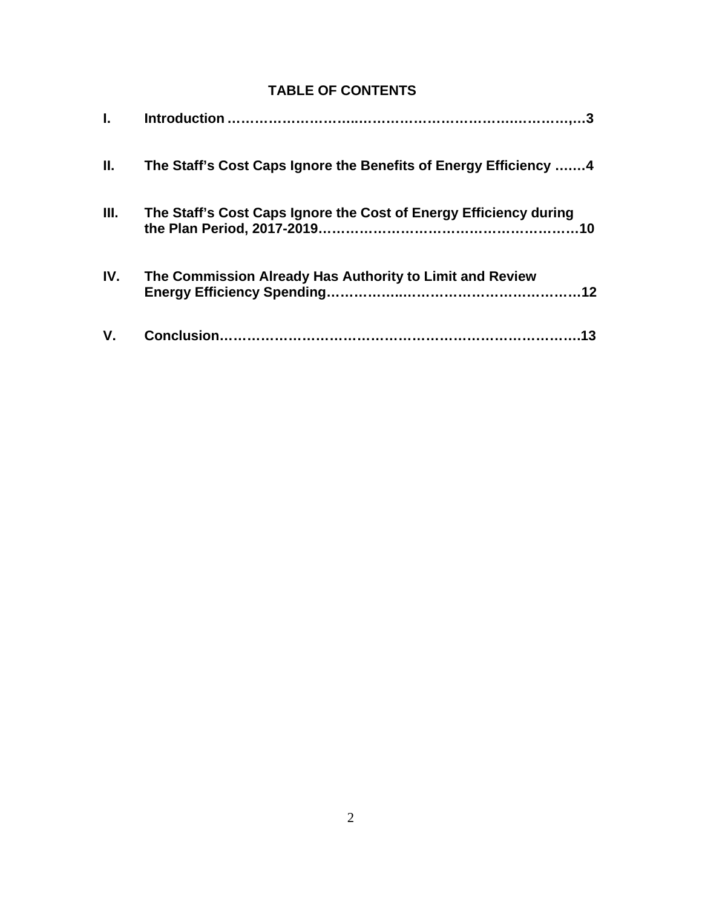## TABLE OF CONTENTS

| | | |
|---|---|---|
| **I.** | **Introduction** | **3** |
| **II.** | **The Staff's Cost Caps Ignore the Benefits of Energy Efficiency** | **4** |
| **III.** | **The Staff's Cost Caps Ignore the Cost of Energy Efficiency during the Plan Period, 2017-2019** | **10** |
| **IV.** | **The Commission Already Has Authority to Limit and Review Energy Efficiency Spending** | **12** |
| **V.** | **Conclusion** | **13** |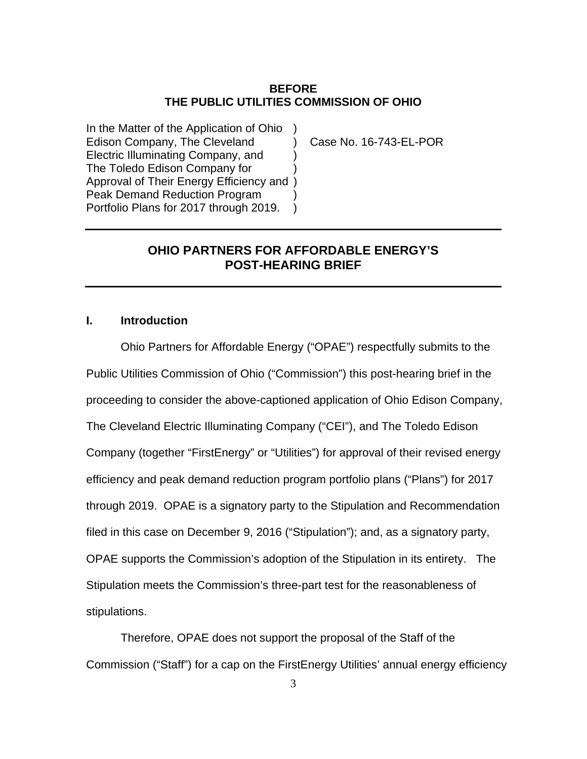**BEFORE**
**THE PUBLIC UTILITIES COMMISSION OF OHIO**

| | |
|---|---|
| In the Matter of the Application of Ohio Edison Company, The Cleveland Electric Illuminating Company, and The Toledo Edison Company for Approval of Their Energy Efficiency and Peak Demand Reduction Program Portfolio Plans for 2017 through 2019. | Case No. 16-743-EL-POR |

---

## OHIO PARTNERS FOR AFFORDABLE ENERGY'S POST-HEARING BRIEF

---

### I. Introduction

Ohio Partners for Affordable Energy ("OPAE") respectfully submits to the Public Utilities Commission of Ohio ("Commission") this post-hearing brief in the proceeding to consider the above-captioned application of Ohio Edison Company, The Cleveland Electric Illuminating Company ("CEI"), and The Toledo Edison Company (together "FirstEnergy" or "Utilities") for approval of their revised energy efficiency and peak demand reduction program portfolio plans ("Plans") for 2017 through 2019. OPAE is a signatory party to the Stipulation and Recommendation filed in this case on December 9, 2016 ("Stipulation"); and, as a signatory party, OPAE supports the Commission's adoption of the Stipulation in its entirety. The Stipulation meets the Commission's three-part test for the reasonableness of stipulations.

Therefore, OPAE does not support the proposal of the Staff of the Commission ("Staff") for a cap on the FirstEnergy Utilities' annual energy efficiency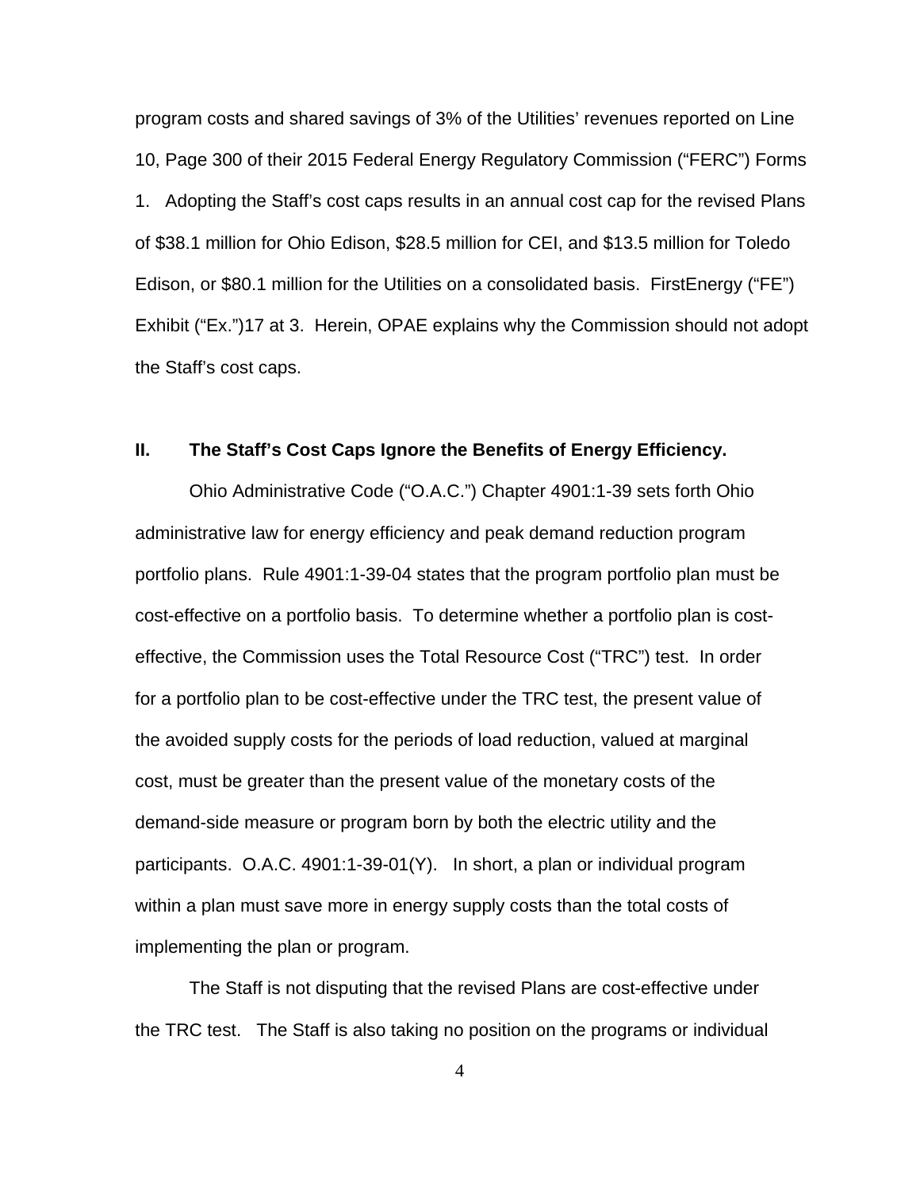program costs and shared savings of 3% of the Utilities' revenues reported on Line 10, Page 300 of their 2015 Federal Energy Regulatory Commission ("FERC") Forms 1. Adopting the Staff's cost caps results in an annual cost cap for the revised Plans of $38.1 million for Ohio Edison, $28.5 million for CEI, and $13.5 million for Toledo Edison, or $80.1 million for the Utilities on a consolidated basis. FirstEnergy ("FE") Exhibit ("Ex.")17 at 3. Herein, OPAE explains why the Commission should not adopt the Staff's cost caps.

## II. The Staff's Cost Caps Ignore the Benefits of Energy Efficiency.

Ohio Administrative Code ("O.A.C.") Chapter 4901:1-39 sets forth Ohio administrative law for energy efficiency and peak demand reduction program portfolio plans. Rule 4901:1-39-04 states that the program portfolio plan must be cost-effective on a portfolio basis. To determine whether a portfolio plan is cost-effective, the Commission uses the Total Resource Cost ("TRC") test. In order for a portfolio plan to be cost-effective under the TRC test, the present value of the avoided supply costs for the periods of load reduction, valued at marginal cost, must be greater than the present value of the monetary costs of the demand-side measure or program born by both the electric utility and the participants. O.A.C. 4901:1-39-01(Y). In short, a plan or individual program within a plan must save more in energy supply costs than the total costs of implementing the plan or program.

The Staff is not disputing that the revised Plans are cost-effective under the TRC test. The Staff is also taking no position on the programs or individual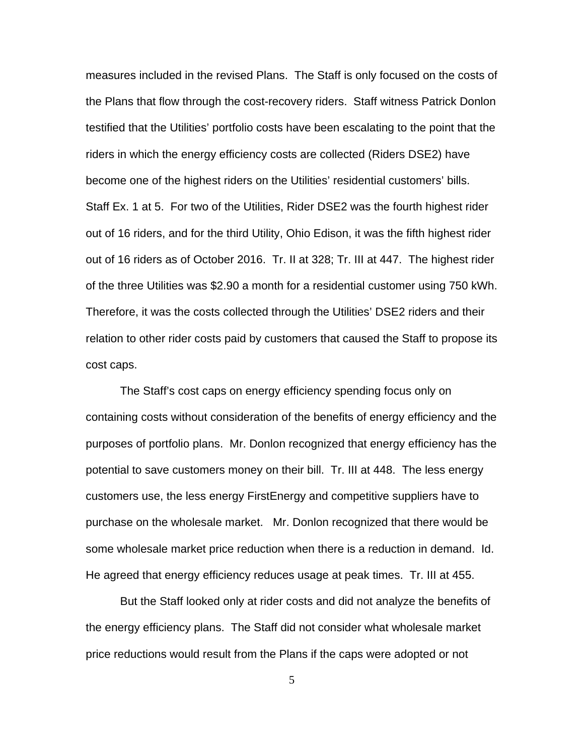measures included in the revised Plans. The Staff is only focused on the costs of the Plans that flow through the cost-recovery riders. Staff witness Patrick Donlon testified that the Utilities' portfolio costs have been escalating to the point that the riders in which the energy efficiency costs are collected (Riders DSE2) have become one of the highest riders on the Utilities' residential customers' bills. Staff Ex. 1 at 5. For two of the Utilities, Rider DSE2 was the fourth highest rider out of 16 riders, and for the third Utility, Ohio Edison, it was the fifth highest rider out of 16 riders as of October 2016. Tr. II at 328; Tr. III at 447. The highest rider of the three Utilities was $2.90 a month for a residential customer using 750 kWh. Therefore, it was the costs collected through the Utilities' DSE2 riders and their relation to other rider costs paid by customers that caused the Staff to propose its cost caps.

The Staff's cost caps on energy efficiency spending focus only on containing costs without consideration of the benefits of energy efficiency and the purposes of portfolio plans. Mr. Donlon recognized that energy efficiency has the potential to save customers money on their bill. Tr. III at 448. The less energy customers use, the less energy FirstEnergy and competitive suppliers have to purchase on the wholesale market. Mr. Donlon recognized that there would be some wholesale market price reduction when there is a reduction in demand. Id. He agreed that energy efficiency reduces usage at peak times. Tr. III at 455.

But the Staff looked only at rider costs and did not analyze the benefits of the energy efficiency plans. The Staff did not consider what wholesale market price reductions would result from the Plans if the caps were adopted or not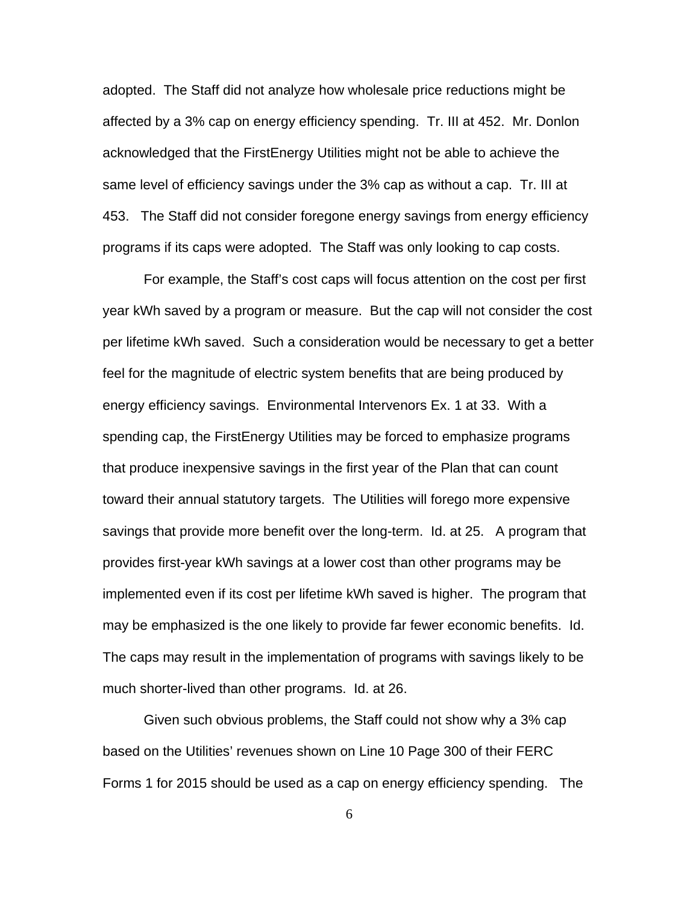adopted. The Staff did not analyze how wholesale price reductions might be affected by a 3% cap on energy efficiency spending. Tr. III at 452. Mr. Donlon acknowledged that the FirstEnergy Utilities might not be able to achieve the same level of efficiency savings under the 3% cap as without a cap. Tr. III at 453. The Staff did not consider foregone energy savings from energy efficiency programs if its caps were adopted. The Staff was only looking to cap costs.

For example, the Staff's cost caps will focus attention on the cost per first year kWh saved by a program or measure. But the cap will not consider the cost per lifetime kWh saved. Such a consideration would be necessary to get a better feel for the magnitude of electric system benefits that are being produced by energy efficiency savings. Environmental Intervenors Ex. 1 at 33. With a spending cap, the FirstEnergy Utilities may be forced to emphasize programs that produce inexpensive savings in the first year of the Plan that can count toward their annual statutory targets. The Utilities will forego more expensive savings that provide more benefit over the long-term. Id. at 25. A program that provides first-year kWh savings at a lower cost than other programs may be implemented even if its cost per lifetime kWh saved is higher. The program that may be emphasized is the one likely to provide far fewer economic benefits. Id. The caps may result in the implementation of programs with savings likely to be much shorter-lived than other programs. Id. at 26.

Given such obvious problems, the Staff could not show why a 3% cap based on the Utilities' revenues shown on Line 10 Page 300 of their FERC Forms 1 for 2015 should be used as a cap on energy efficiency spending. The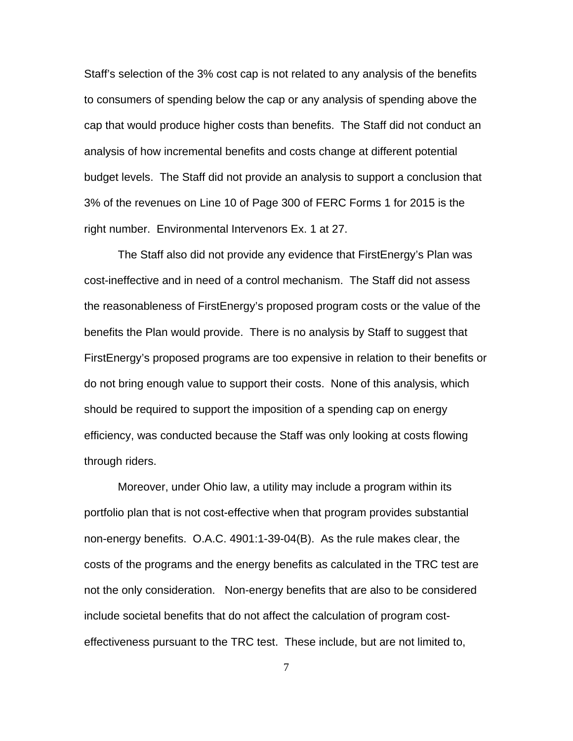Staff's selection of the 3% cost cap is not related to any analysis of the benefits to consumers of spending below the cap or any analysis of spending above the cap that would produce higher costs than benefits. The Staff did not conduct an analysis of how incremental benefits and costs change at different potential budget levels. The Staff did not provide an analysis to support a conclusion that 3% of the revenues on Line 10 of Page 300 of FERC Forms 1 for 2015 is the right number. Environmental Intervenors Ex. 1 at 27.

The Staff also did not provide any evidence that FirstEnergy's Plan was cost-ineffective and in need of a control mechanism. The Staff did not assess the reasonableness of FirstEnergy's proposed program costs or the value of the benefits the Plan would provide. There is no analysis by Staff to suggest that FirstEnergy's proposed programs are too expensive in relation to their benefits or do not bring enough value to support their costs. None of this analysis, which should be required to support the imposition of a spending cap on energy efficiency, was conducted because the Staff was only looking at costs flowing through riders.

Moreover, under Ohio law, a utility may include a program within its portfolio plan that is not cost-effective when that program provides substantial non-energy benefits. O.A.C. 4901:1-39-04(B). As the rule makes clear, the costs of the programs and the energy benefits as calculated in the TRC test are not the only consideration. Non-energy benefits that are also to be considered include societal benefits that do not affect the calculation of program cost-effectiveness pursuant to the TRC test. These include, but are not limited to,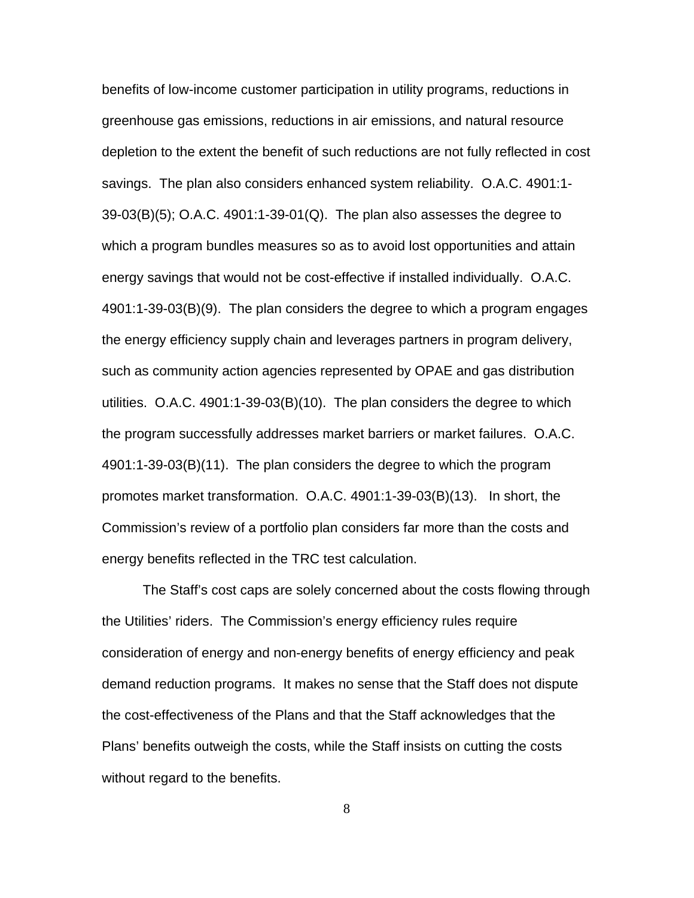benefits of low-income customer participation in utility programs, reductions in greenhouse gas emissions, reductions in air emissions, and natural resource depletion to the extent the benefit of such reductions are not fully reflected in cost savings. The plan also considers enhanced system reliability. O.A.C. 4901:1-39-03(B)(5); O.A.C. 4901:1-39-01(Q). The plan also assesses the degree to which a program bundles measures so as to avoid lost opportunities and attain energy savings that would not be cost-effective if installed individually. O.A.C. 4901:1-39-03(B)(9). The plan considers the degree to which a program engages the energy efficiency supply chain and leverages partners in program delivery, such as community action agencies represented by OPAE and gas distribution utilities. O.A.C. 4901:1-39-03(B)(10). The plan considers the degree to which the program successfully addresses market barriers or market failures. O.A.C. 4901:1-39-03(B)(11). The plan considers the degree to which the program promotes market transformation. O.A.C. 4901:1-39-03(B)(13). In short, the Commission's review of a portfolio plan considers far more than the costs and energy benefits reflected in the TRC test calculation.

The Staff's cost caps are solely concerned about the costs flowing through the Utilities' riders. The Commission's energy efficiency rules require consideration of energy and non-energy benefits of energy efficiency and peak demand reduction programs. It makes no sense that the Staff does not dispute the cost-effectiveness of the Plans and that the Staff acknowledges that the Plans' benefits outweigh the costs, while the Staff insists on cutting the costs without regard to the benefits.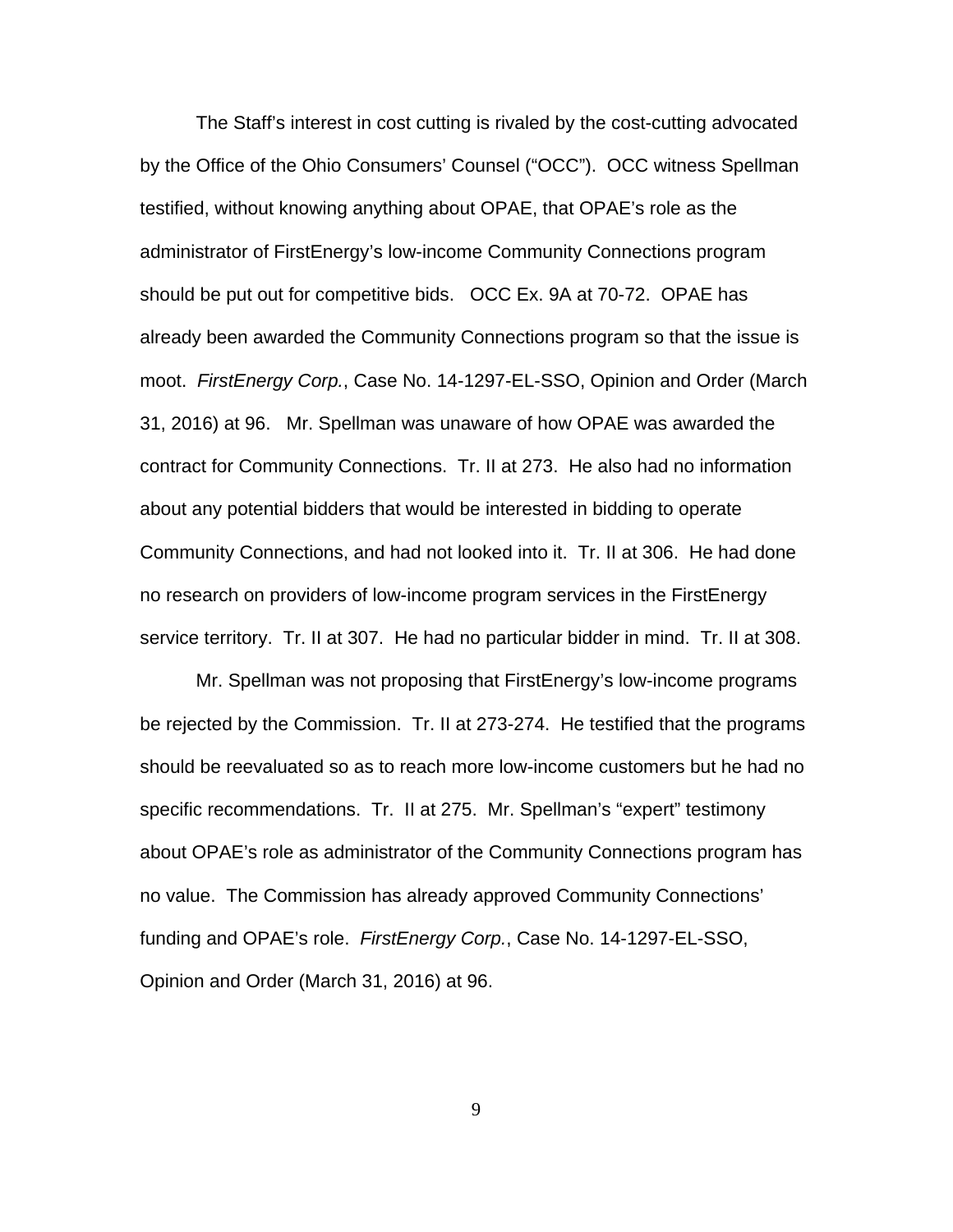The Staff's interest in cost cutting is rivaled by the cost-cutting advocated by the Office of the Ohio Consumers' Counsel ("OCC"). OCC witness Spellman testified, without knowing anything about OPAE, that OPAE's role as the administrator of FirstEnergy's low-income Community Connections program should be put out for competitive bids. OCC Ex. 9A at 70-72. OPAE has already been awarded the Community Connections program so that the issue is moot. *FirstEnergy Corp.*, Case No. 14-1297-EL-SSO, Opinion and Order (March 31, 2016) at 96. Mr. Spellman was unaware of how OPAE was awarded the contract for Community Connections. Tr. II at 273. He also had no information about any potential bidders that would be interested in bidding to operate Community Connections, and had not looked into it. Tr. II at 306. He had done no research on providers of low-income program services in the FirstEnergy service territory. Tr. II at 307. He had no particular bidder in mind. Tr. II at 308.

Mr. Spellman was not proposing that FirstEnergy's low-income programs be rejected by the Commission. Tr. II at 273-274. He testified that the programs should be reevaluated so as to reach more low-income customers but he had no specific recommendations. Tr. II at 275. Mr. Spellman's "expert" testimony about OPAE's role as administrator of the Community Connections program has no value. The Commission has already approved Community Connections' funding and OPAE's role. *FirstEnergy Corp.*, Case No. 14-1297-EL-SSO, Opinion and Order (March 31, 2016) at 96.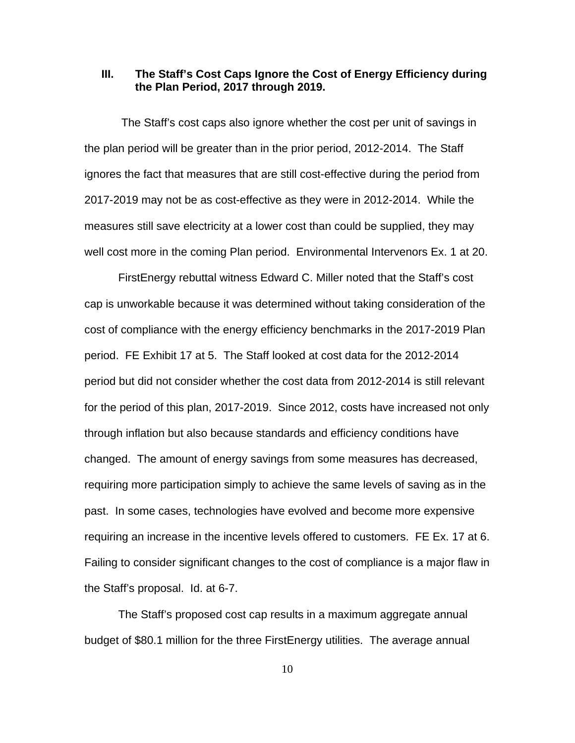## III. The Staff's Cost Caps Ignore the Cost of Energy Efficiency during the Plan Period, 2017 through 2019.

The Staff's cost caps also ignore whether the cost per unit of savings in the plan period will be greater than in the prior period, 2012-2014. The Staff ignores the fact that measures that are still cost-effective during the period from 2017-2019 may not be as cost-effective as they were in 2012-2014. While the measures still save electricity at a lower cost than could be supplied, they may well cost more in the coming Plan period. Environmental Intervenors Ex. 1 at 20.

FirstEnergy rebuttal witness Edward C. Miller noted that the Staff's cost cap is unworkable because it was determined without taking consideration of the cost of compliance with the energy efficiency benchmarks in the 2017-2019 Plan period. FE Exhibit 17 at 5. The Staff looked at cost data for the 2012-2014 period but did not consider whether the cost data from 2012-2014 is still relevant for the period of this plan, 2017-2019. Since 2012, costs have increased not only through inflation but also because standards and efficiency conditions have changed. The amount of energy savings from some measures has decreased, requiring more participation simply to achieve the same levels of saving as in the past. In some cases, technologies have evolved and become more expensive requiring an increase in the incentive levels offered to customers. FE Ex. 17 at 6. Failing to consider significant changes to the cost of compliance is a major flaw in the Staff's proposal. Id. at 6-7.

The Staff's proposed cost cap results in a maximum aggregate annual budget of $80.1 million for the three FirstEnergy utilities. The average annual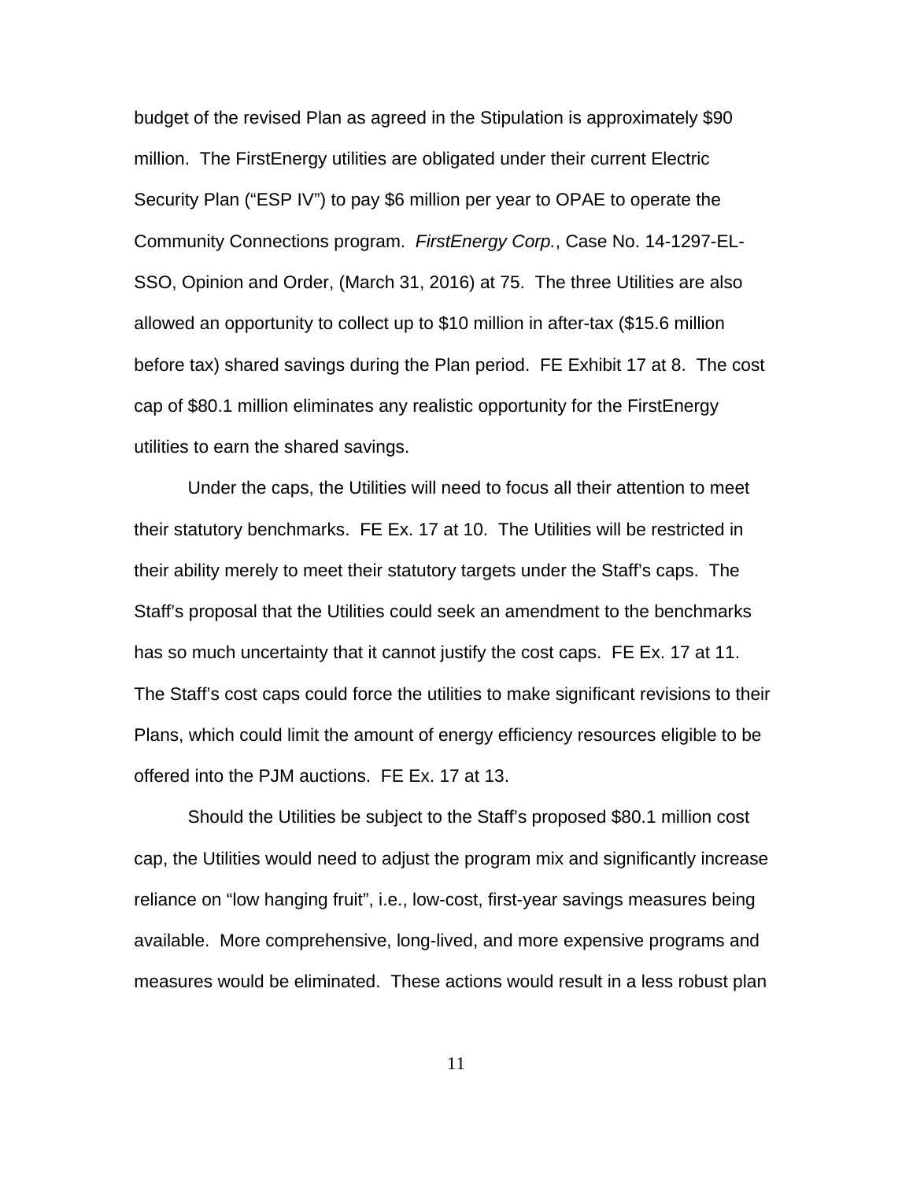budget of the revised Plan as agreed in the Stipulation is approximately $90 million. The FirstEnergy utilities are obligated under their current Electric Security Plan ("ESP IV") to pay $6 million per year to OPAE to operate the Community Connections program. *FirstEnergy Corp.*, Case No. 14-1297-EL-SSO, Opinion and Order, (March 31, 2016) at 75. The three Utilities are also allowed an opportunity to collect up to $10 million in after-tax ($15.6 million before tax) shared savings during the Plan period. FE Exhibit 17 at 8. The cost cap of $80.1 million eliminates any realistic opportunity for the FirstEnergy utilities to earn the shared savings.

Under the caps, the Utilities will need to focus all their attention to meet their statutory benchmarks. FE Ex. 17 at 10. The Utilities will be restricted in their ability merely to meet their statutory targets under the Staff's caps. The Staff's proposal that the Utilities could seek an amendment to the benchmarks has so much uncertainty that it cannot justify the cost caps. FE Ex. 17 at 11. The Staff's cost caps could force the utilities to make significant revisions to their Plans, which could limit the amount of energy efficiency resources eligible to be offered into the PJM auctions. FE Ex. 17 at 13.

Should the Utilities be subject to the Staff's proposed $80.1 million cost cap, the Utilities would need to adjust the program mix and significantly increase reliance on "low hanging fruit", i.e., low-cost, first-year savings measures being available. More comprehensive, long-lived, and more expensive programs and measures would be eliminated. These actions would result in a less robust plan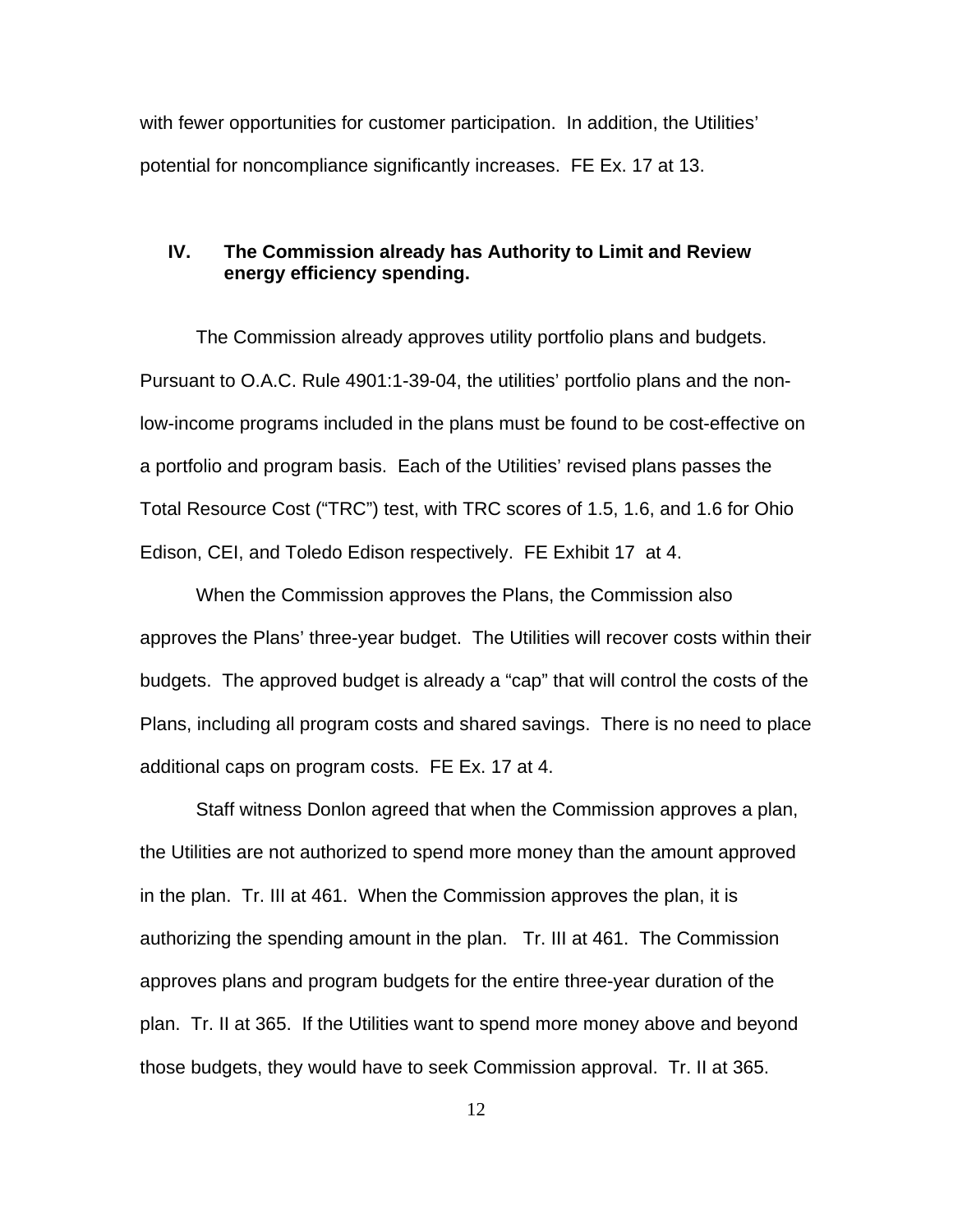with fewer opportunities for customer participation. In addition, the Utilities' potential for noncompliance significantly increases. FE Ex. 17 at 13.

## IV. The Commission already has Authority to Limit and Review energy efficiency spending.

The Commission already approves utility portfolio plans and budgets. Pursuant to O.A.C. Rule 4901:1-39-04, the utilities' portfolio plans and the non-low-income programs included in the plans must be found to be cost-effective on a portfolio and program basis. Each of the Utilities' revised plans passes the Total Resource Cost ("TRC") test, with TRC scores of 1.5, 1.6, and 1.6 for Ohio Edison, CEI, and Toledo Edison respectively. FE Exhibit 17 at 4.

When the Commission approves the Plans, the Commission also approves the Plans' three-year budget. The Utilities will recover costs within their budgets. The approved budget is already a "cap" that will control the costs of the Plans, including all program costs and shared savings. There is no need to place additional caps on program costs. FE Ex. 17 at 4.

Staff witness Donlon agreed that when the Commission approves a plan, the Utilities are not authorized to spend more money than the amount approved in the plan. Tr. III at 461. When the Commission approves the plan, it is authorizing the spending amount in the plan. Tr. III at 461. The Commission approves plans and program budgets for the entire three-year duration of the plan. Tr. II at 365. If the Utilities want to spend more money above and beyond those budgets, they would have to seek Commission approval. Tr. II at 365.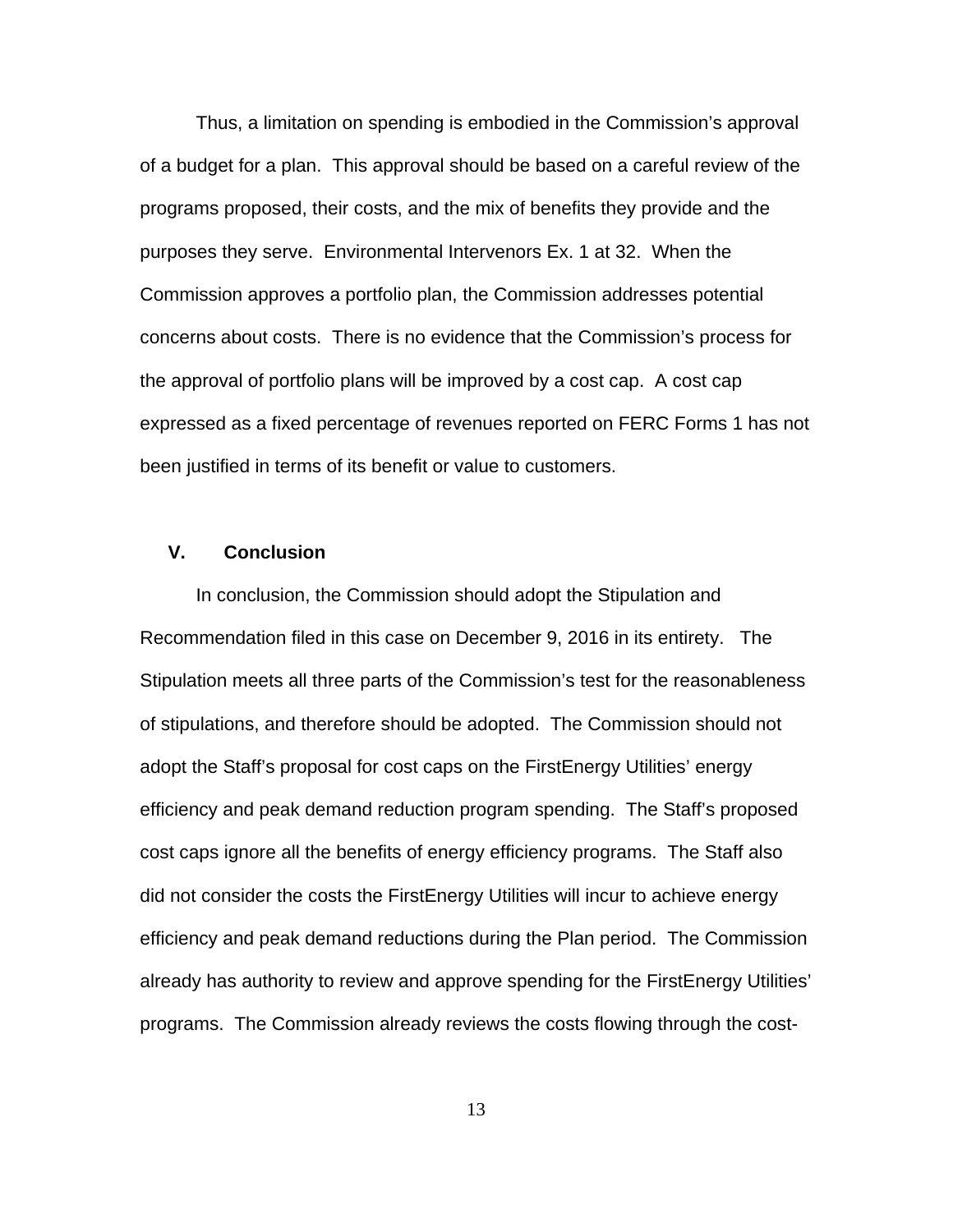Thus, a limitation on spending is embodied in the Commission's approval of a budget for a plan. This approval should be based on a careful review of the programs proposed, their costs, and the mix of benefits they provide and the purposes they serve. Environmental Intervenors Ex. 1 at 32. When the Commission approves a portfolio plan, the Commission addresses potential concerns about costs. There is no evidence that the Commission's process for the approval of portfolio plans will be improved by a cost cap. A cost cap expressed as a fixed percentage of revenues reported on FERC Forms 1 has not been justified in terms of its benefit or value to customers.

## V. Conclusion

In conclusion, the Commission should adopt the Stipulation and Recommendation filed in this case on December 9, 2016 in its entirety. The Stipulation meets all three parts of the Commission's test for the reasonableness of stipulations, and therefore should be adopted. The Commission should not adopt the Staff's proposal for cost caps on the FirstEnergy Utilities' energy efficiency and peak demand reduction program spending. The Staff's proposed cost caps ignore all the benefits of energy efficiency programs. The Staff also did not consider the costs the FirstEnergy Utilities will incur to achieve energy efficiency and peak demand reductions during the Plan period. The Commission already has authority to review and approve spending for the FirstEnergy Utilities' programs. The Commission already reviews the costs flowing through the cost-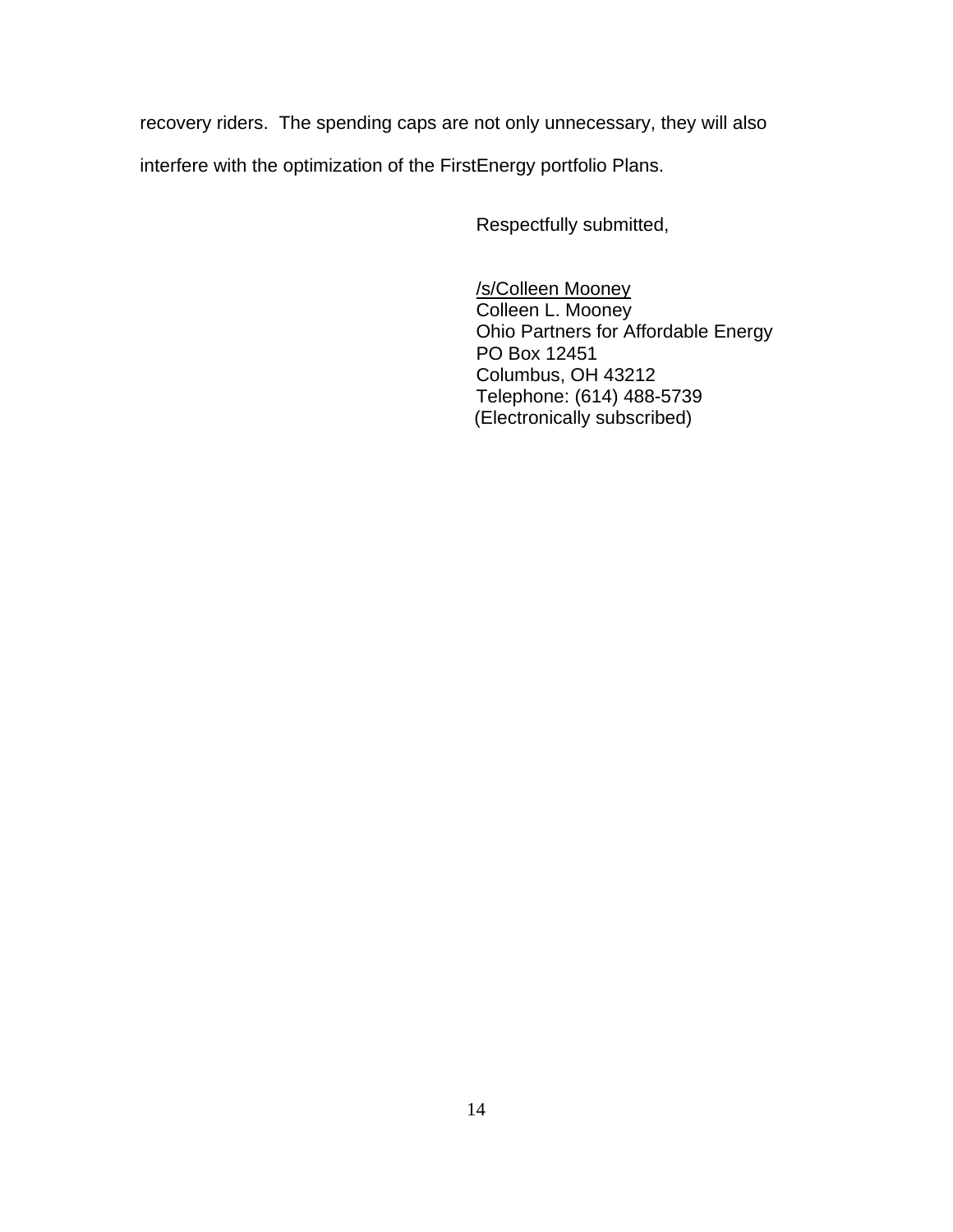recovery riders. The spending caps are not only unnecessary, they will also interfere with the optimization of the FirstEnergy portfolio Plans.

Respectfully submitted,

/s/Colleen Mooney  
Colleen L. Mooney  
Ohio Partners for Affordable Energy  
PO Box 12451  
Columbus, OH 43212  
Telephone: (614) 488-5739  
(Electronically subscribed)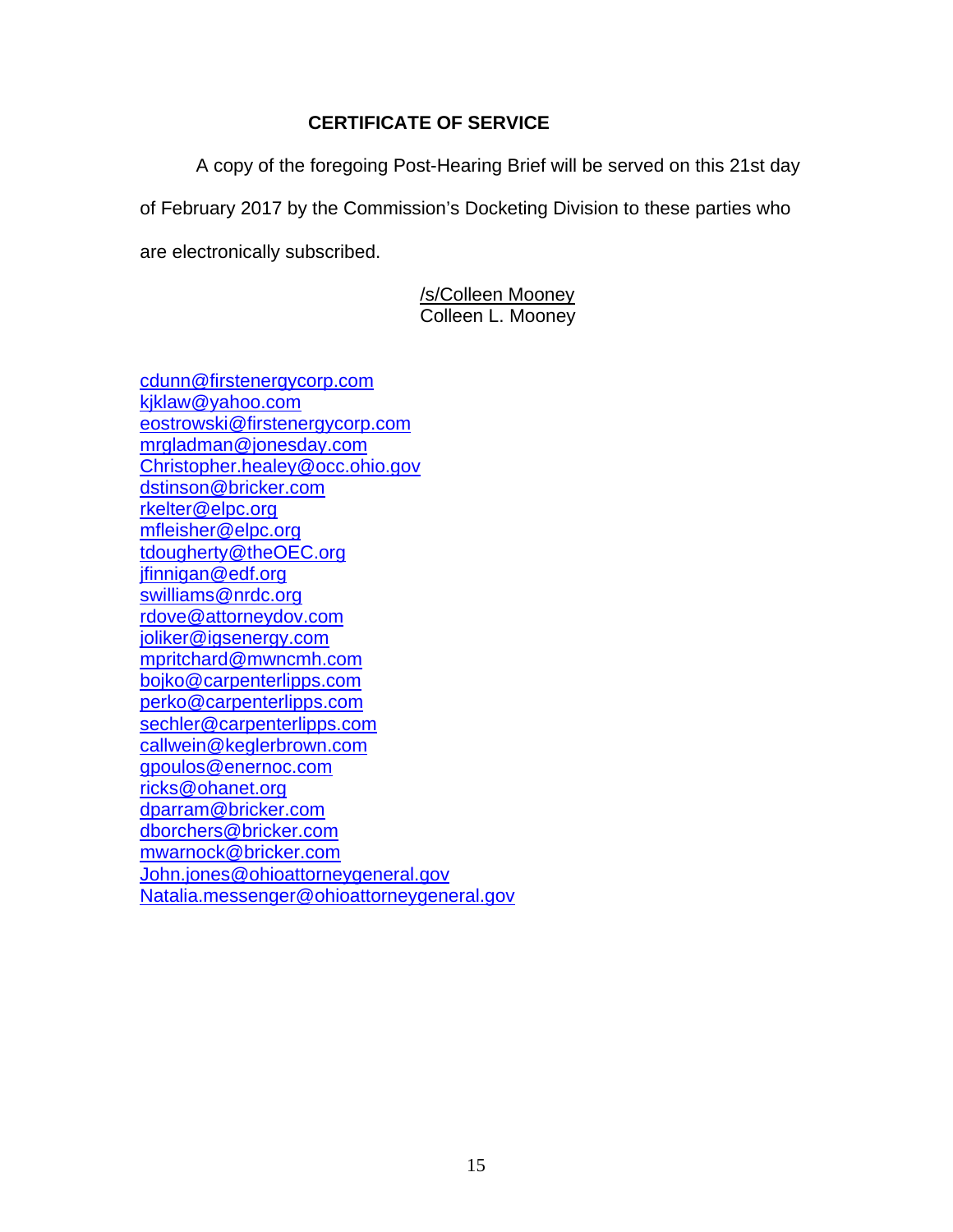## CERTIFICATE OF SERVICE

A copy of the foregoing Post-Hearing Brief will be served on this 21st day of February 2017 by the Commission's Docketing Division to these parties who are electronically subscribed.

/s/Colleen Mooney
Colleen L. Mooney

cdunn@firstenergycorp.com
kjklaw@yahoo.com
eostrowski@firstenergycorp.com
mrgladman@jonesday.com
Christopher.healey@occ.ohio.gov
dstinson@bricker.com
rkelter@elpc.org
mfleisher@elpc.org
tdougherty@theOEC.org
jfinnigan@edf.org
swilliams@nrdc.org
rdove@attorneydov.com
joliker@igsenergy.com
mpritchard@mwncmh.com
bojko@carpenterlipps.com
perko@carpenterlipps.com
sechler@carpenterlipps.com
callwein@keglerbrown.com
gpoulos@enernoc.com
ricks@ohanet.org
dparram@bricker.com
dborchers@bricker.com
mwarnock@bricker.com
John.jones@ohioattorneygeneral.gov
Natalia.messenger@ohioattorneygeneral.gov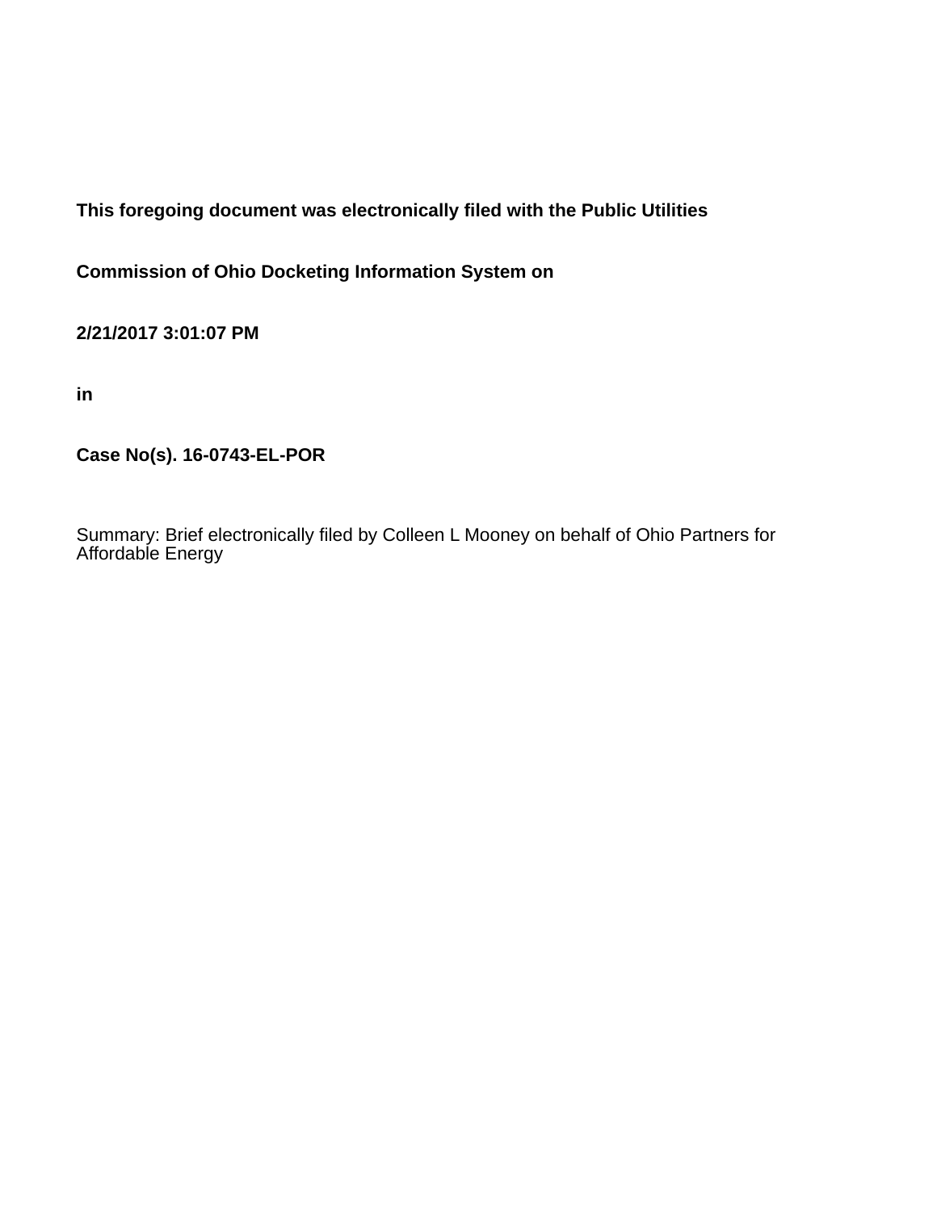**This foregoing document was electronically filed with the Public Utilities**

**Commission of Ohio Docketing Information System on**

**2/21/2017 3:01:07 PM**

**in**

**Case No(s). 16-0743-EL-POR**

Summary: Brief electronically filed by Colleen L Mooney on behalf of Ohio Partners for Affordable Energy